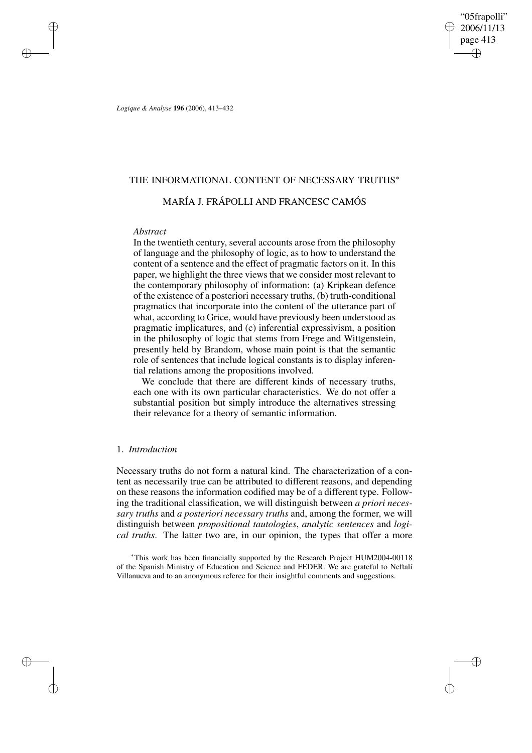# THE INFORMATIONAL CONTENT OF NECESSARY TRUTHS*

## MARÍA J. FRÁPOLLI AND FRANCESC CAMÓS

*Abstract*

In the twentieth century, several accounts arose from the philosophy of language and the philosophy of logic, as to how to understand the content of a sentence and the effect of pragmatic factors on it. In this paper, we highlight the three views that we consider most relevant to the contemporary philosophy of information: (a) Kripkean defence of the existence of a posteriori necessary truths, (b) truth-conditional pragmatics that incorporate into the content of the utterance part of what, according to Grice, would have previously been understood as pragmatic implicatures, and (c) inferential expressivism, a position in the philosophy of logic that stems from Frege and Wittgenstein, presently held by Brandom, whose main point is that the semantic role of sentences that include logical constants is to display inferential relations among the propositions involved.

We conclude that there are different kinds of necessary truths, each one with its own particular characteristics. We do not offer a substantial position but simply introduce the alternatives stressing their relevance for a theory of semantic information.

### 1. *Introduction*

Necessary truths do not form a natural kind. The characterization of a content as necessarily true can be attributed to different reasons, and depending on these reasons the information codified may be of a different type. Following the traditional classification, we will distinguish between *a priori necessary truths* and *a posteriori necessary truths* and, among the former, we will distinguish between *propositional tautologies*, *analytic sentences* and *logical truths*. The latter two are, in our opinion, the types that offer a more

*This work has been financially supported by the Research Project HUM2004-00118 of the Spanish Ministry of Education and Science and FEDER. We are grateful to Neftalí Villanueva and to an anonymous referee for their insightful comments and suggestions.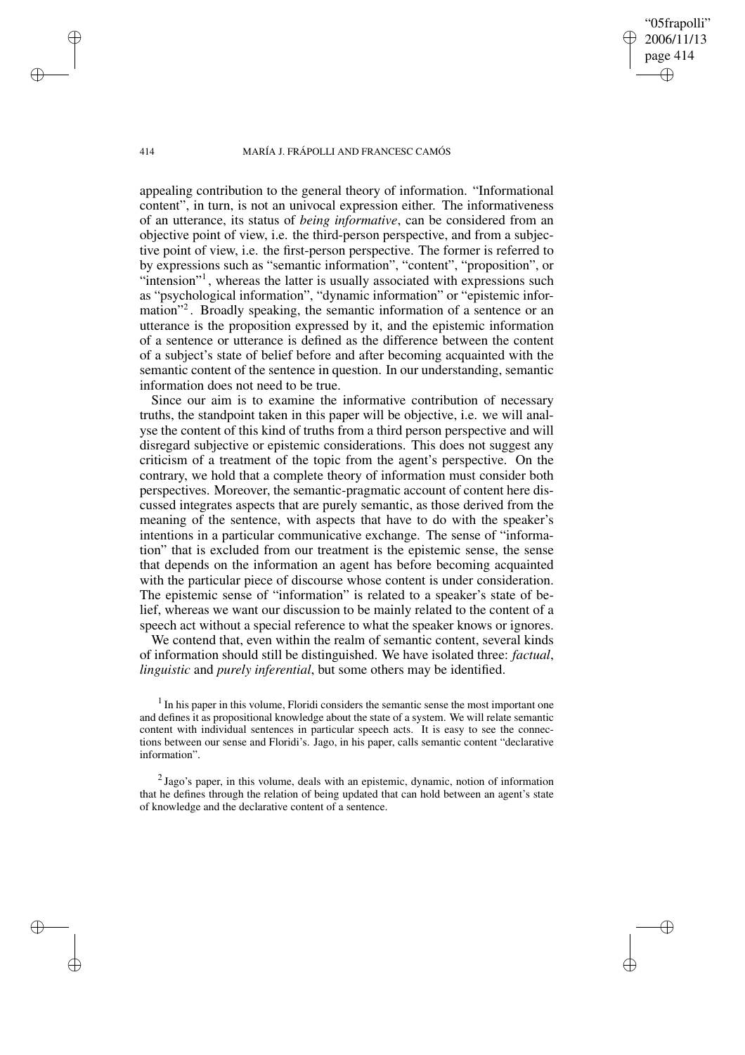appealing contribution to the general theory of information. "Informational content", in turn, is not an univocal expression either. The informativeness of an utterance, its status of *being informative*, can be considered from an objective point of view, i.e. the third-person perspective, and from a subjective point of view, i.e. the first-person perspective. The former is referred to by expressions such as "semantic information", "content", "proposition", or "intension"[1], whereas the latter is usually associated with expressions such as "psychological information", "dynamic information" or "epistemic information"[2]. Broadly speaking, the semantic information of a sentence or an utterance is the proposition expressed by it, and the epistemic information of a sentence or utterance is defined as the difference between the content of a subject's state of belief before and after becoming acquainted with the semantic content of the sentence in question. In our understanding, semantic information does not need to be true.

Since our aim is to examine the informative contribution of necessary truths, the standpoint taken in this paper will be objective, i.e. we will analyse the content of this kind of truths from a third person perspective and will disregard subjective or epistemic considerations. This does not suggest any criticism of a treatment of the topic from the agent's perspective. On the contrary, we hold that a complete theory of information must consider both perspectives. Moreover, the semantic-pragmatic account of content here discussed integrates aspects that are purely semantic, as those derived from the meaning of the sentence, with aspects that have to do with the speaker's intentions in a particular communicative exchange. The sense of "information" that is excluded from our treatment is the epistemic sense, the sense that depends on the information an agent has before becoming acquainted with the particular piece of discourse whose content is under consideration. The epistemic sense of "information" is related to a speaker's state of belief, whereas we want our discussion to be mainly related to the content of a speech act without a special reference to what the speaker knows or ignores.

We contend that, even within the realm of semantic content, several kinds of information should still be distinguished. We have isolated three: *factual*, *linguistic* and *purely inferential*, but some others may be identified.

[1] In his paper in this volume, Floridi considers the semantic sense the most important one and defines it as propositional knowledge about the state of a system. We will relate semantic content with individual sentences in particular speech acts. It is easy to see the connections between our sense and Floridi's. Jago, in his paper, calls semantic content "declarative information".

[2] Jago's paper, in this volume, deals with an epistemic, dynamic, notion of information that he defines through the relation of being updated that can hold between an agent's state of knowledge and the declarative content of a sentence.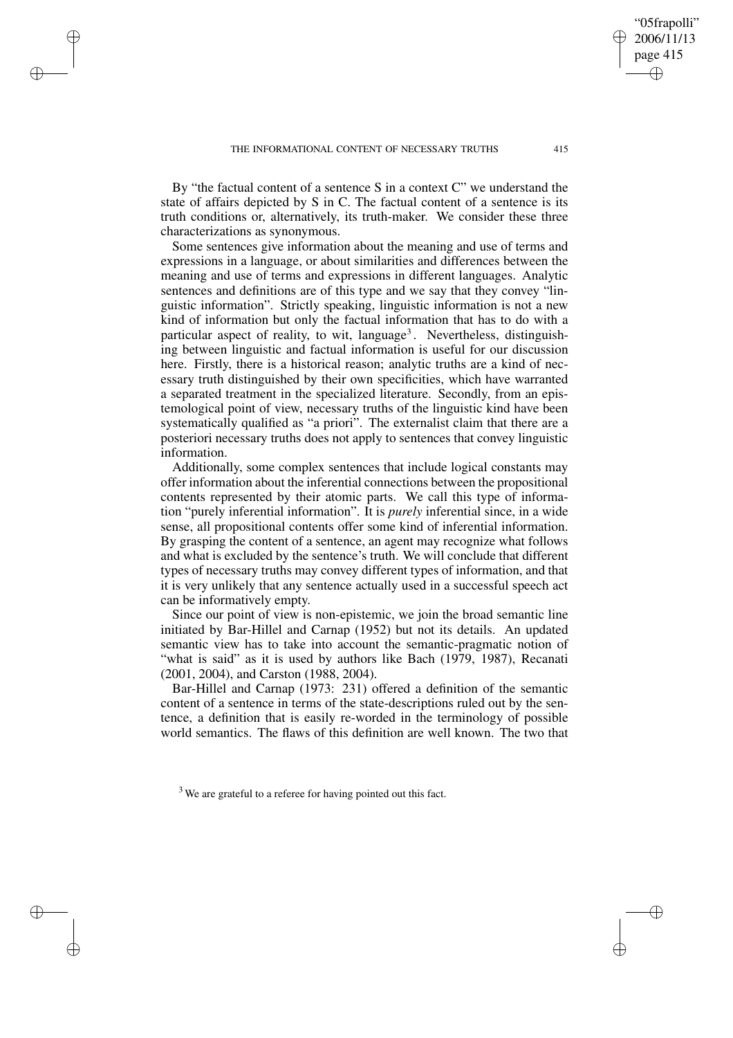By "the factual content of a sentence S in a context C" we understand the state of affairs depicted by S in C. The factual content of a sentence is its truth conditions or, alternatively, its truth-maker. We consider these three characterizations as synonymous.

Some sentences give information about the meaning and use of terms and expressions in a language, or about similarities and differences between the meaning and use of terms and expressions in different languages. Analytic sentences and definitions are of this type and we say that they convey "linguistic information". Strictly speaking, linguistic information is not a new kind of information but only the factual information that has to do with a particular aspect of reality, to wit, language[3]. Nevertheless, distinguishing between linguistic and factual information is useful for our discussion here. Firstly, there is a historical reason; analytic truths are a kind of necessary truth distinguished by their own specificities, which have warranted a separated treatment in the specialized literature. Secondly, from an epistemological point of view, necessary truths of the linguistic kind have been systematically qualified as "a priori". The externalist claim that there are a posteriori necessary truths does not apply to sentences that convey linguistic information.

Additionally, some complex sentences that include logical constants may offer information about the inferential connections between the propositional contents represented by their atomic parts. We call this type of information "purely inferential information". It is *purely* inferential since, in a wide sense, all propositional contents offer some kind of inferential information. By grasping the content of a sentence, an agent may recognize what follows and what is excluded by the sentence's truth. We will conclude that different types of necessary truths may convey different types of information, and that it is very unlikely that any sentence actually used in a successful speech act can be informatively empty.

Since our point of view is non-epistemic, we join the broad semantic line initiated by Bar-Hillel and Carnap (1952) but not its details. An updated semantic view has to take into account the semantic-pragmatic notion of "what is said" as it is used by authors like Bach (1979, 1987), Recanati (2001, 2004), and Carston (1988, 2004).

Bar-Hillel and Carnap (1973: 231) offered a definition of the semantic content of a sentence in terms of the state-descriptions ruled out by the sentence, a definition that is easily re-worded in the terminology of possible world semantics. The flaws of this definition are well known. The two that

[3] We are grateful to a referee for having pointed out this fact.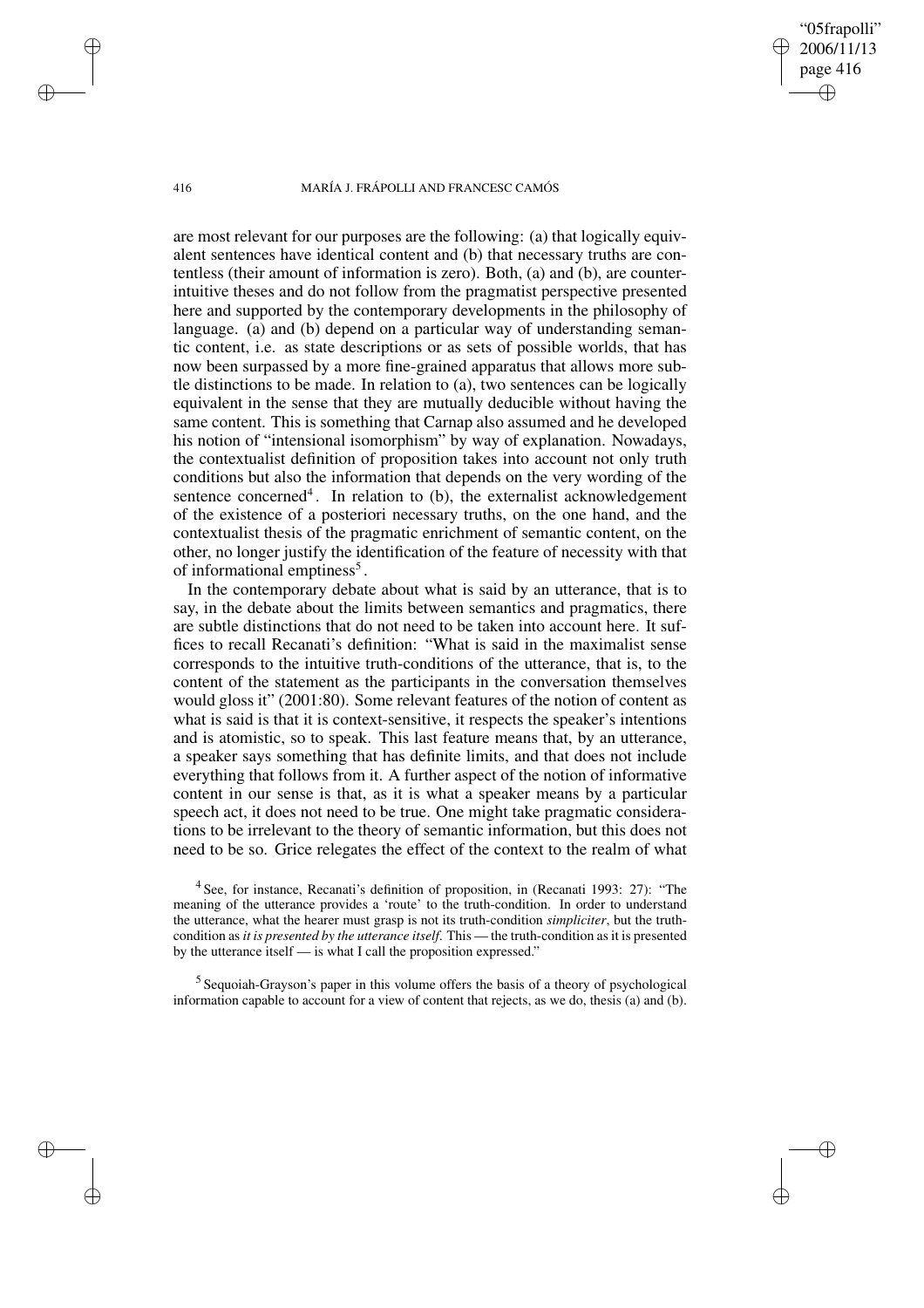are most relevant for our purposes are the following: (a) that logically equivalent sentences have identical content and (b) that necessary truths are contentless (their amount of information is zero). Both, (a) and (b), are counterintuitive theses and do not follow from the pragmatist perspective presented here and supported by the contemporary developments in the philosophy of language. (a) and (b) depend on a particular way of understanding semantic content, i.e. as state descriptions or as sets of possible worlds, that has now been surpassed by a more fine-grained apparatus that allows more subtle distinctions to be made. In relation to (a), two sentences can be logically equivalent in the sense that they are mutually deducible without having the same content. This is something that Carnap also assumed and he developed his notion of "intensional isomorphism" by way of explanation. Nowadays, the contextualist definition of proposition takes into account not only truth conditions but also the information that depends on the very wording of the sentence concerned[4]. In relation to (b), the externalist acknowledgement of the existence of a posteriori necessary truths, on the one hand, and the contextualist thesis of the pragmatic enrichment of semantic content, on the other, no longer justify the identification of the feature of necessity with that of informational emptiness[5].

In the contemporary debate about what is said by an utterance, that is to say, in the debate about the limits between semantics and pragmatics, there are subtle distinctions that do not need to be taken into account here. It suffices to recall Recanati's definition: "What is said in the maximalist sense corresponds to the intuitive truth-conditions of the utterance, that is, to the content of the statement as the participants in the conversation themselves would gloss it" (2001:80). Some relevant features of the notion of content as what is said is that it is context-sensitive, it respects the speaker's intentions and is atomistic, so to speak. This last feature means that, by an utterance, a speaker says something that has definite limits, and that does not include everything that follows from it. A further aspect of the notion of informative content in our sense is that, as it is what a speaker means by a particular speech act, it does not need to be true. One might take pragmatic considerations to be irrelevant to the theory of semantic information, but this does not need to be so. Grice relegates the effect of the context to the realm of what

[4] See, for instance, Recanati's definition of proposition, in (Recanati 1993: 27): "The meaning of the utterance provides a 'route' to the truth-condition. In order to understand the utterance, what the hearer must grasp is not its truth-condition *simpliciter*, but the truth-condition as *it is presented by the utterance itself*. This — the truth-condition as it is presented by the utterance itself — is what I call the proposition expressed."

[5] Sequoiah-Grayson's paper in this volume offers the basis of a theory of psychological information capable to account for a view of content that rejects, as we do, thesis (a) and (b).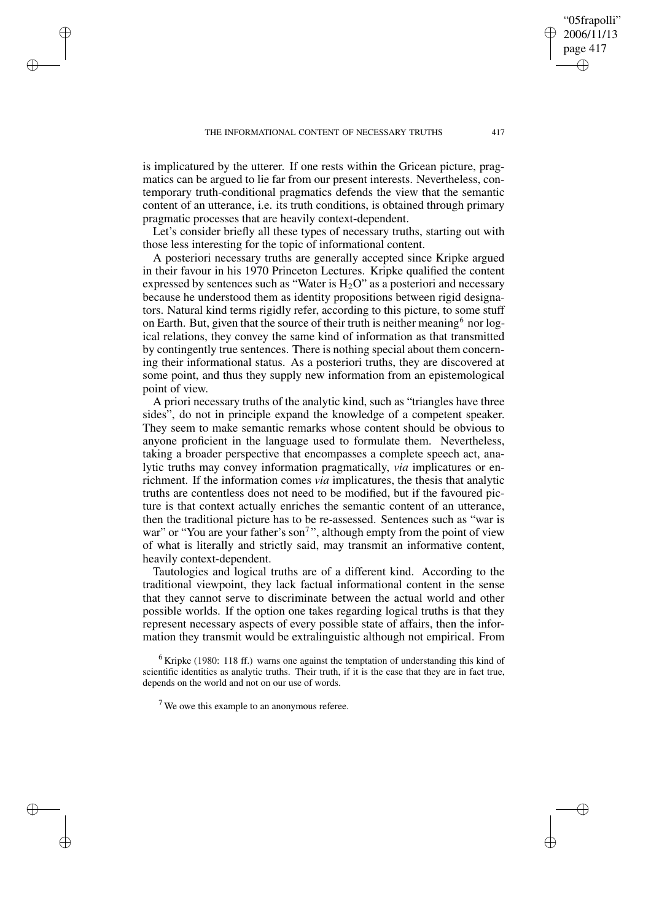is implicatured by the utterer. If one rests within the Gricean picture, pragmatics can be argued to lie far from our present interests. Nevertheless, contemporary truth-conditional pragmatics defends the view that the semantic content of an utterance, i.e. its truth conditions, is obtained through primary pragmatic processes that are heavily context-dependent.

Let's consider briefly all these types of necessary truths, starting out with those less interesting for the topic of informational content.

A posteriori necessary truths are generally accepted since Kripke argued in their favour in his 1970 Princeton Lectures. Kripke qualified the content expressed by sentences such as "Water is $H_2O$" as a posteriori and necessary because he understood them as identity propositions between rigid designators. Natural kind terms rigidly refer, according to this picture, to some stuff on Earth. But, given that the source of their truth is neither meaning[6] nor logical relations, they convey the same kind of information as that transmitted by contingently true sentences. There is nothing special about them concerning their informational status. As a posteriori truths, they are discovered at some point, and thus they supply new information from an epistemological point of view.

A priori necessary truths of the analytic kind, such as "triangles have three sides", do not in principle expand the knowledge of a competent speaker. They seem to make semantic remarks whose content should be obvious to anyone proficient in the language used to formulate them. Nevertheless, taking a broader perspective that encompasses a complete speech act, analytic truths may convey information pragmatically, *via* implicatures or enrichment. If the information comes *via* implicatures, the thesis that analytic truths are contentless does not need to be modified, but if the favoured picture is that context actually enriches the semantic content of an utterance, then the traditional picture has to be re-assessed. Sentences such as "war is war" or "You are your father's son[7]", although empty from the point of view of what is literally and strictly said, may transmit an informative content, heavily context-dependent.

Tautologies and logical truths are of a different kind. According to the traditional viewpoint, they lack factual informational content in the sense that they cannot serve to discriminate between the actual world and other possible worlds. If the option one takes regarding logical truths is that they represent necessary aspects of every possible state of affairs, then the information they transmit would be extralinguistic although not empirical. From

[6] Kripke (1980: 118 ff.) warns one against the temptation of understanding this kind of scientific identities as analytic truths. Their truth, if it is the case that they are in fact true, depends on the world and not on our use of words.

[7] We owe this example to an anonymous referee.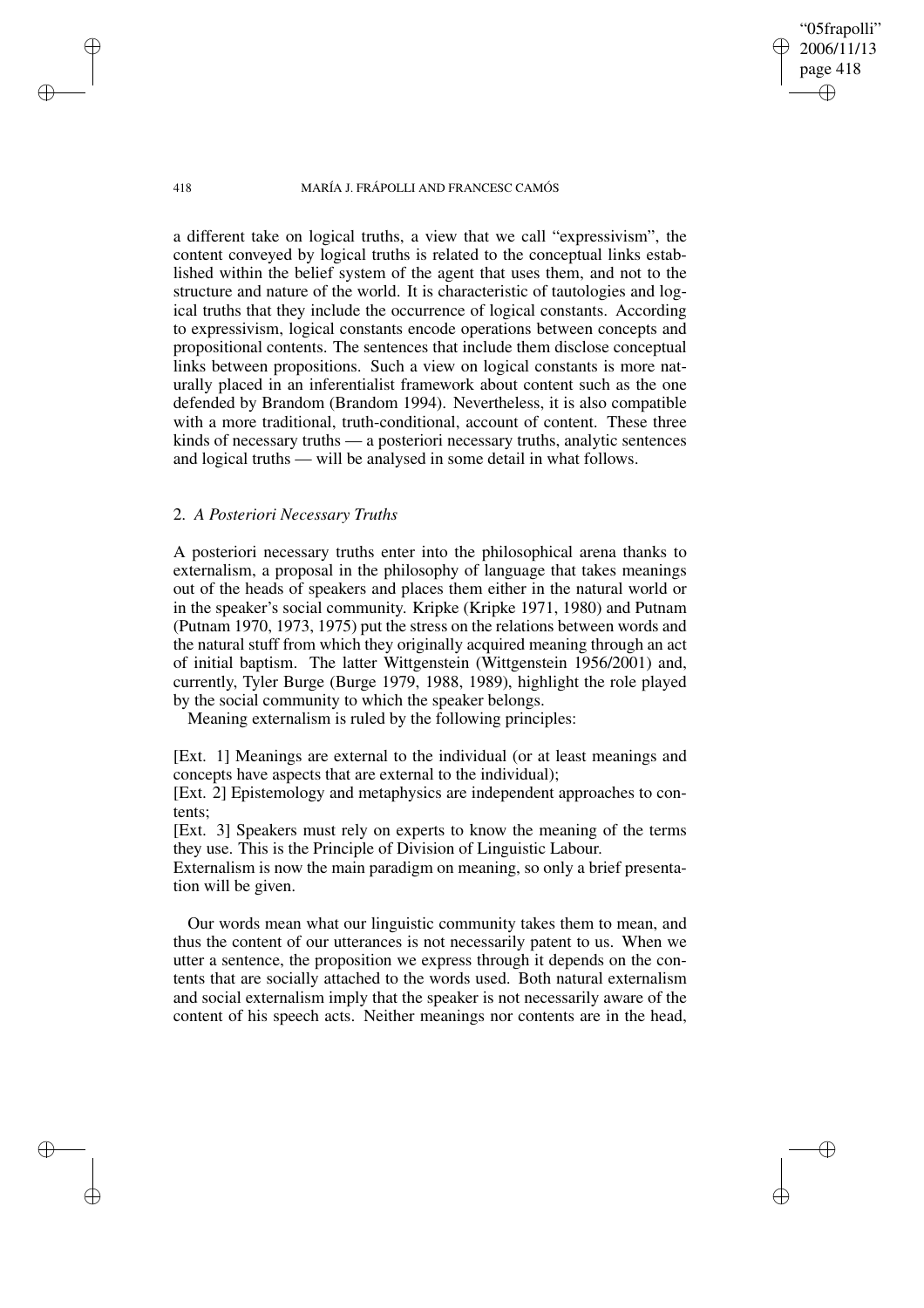a different take on logical truths, a view that we call "expressivism", the content conveyed by logical truths is related to the conceptual links established within the belief system of the agent that uses them, and not to the structure and nature of the world. It is characteristic of tautologies and logical truths that they include the occurrence of logical constants. According to expressivism, logical constants encode operations between concepts and propositional contents. The sentences that include them disclose conceptual links between propositions. Such a view on logical constants is more naturally placed in an inferentialist framework about content such as the one defended by Brandom (Brandom 1994). Nevertheless, it is also compatible with a more traditional, truth-conditional, account of content. These three kinds of necessary truths — a posteriori necessary truths, analytic sentences and logical truths — will be analysed in some detail in what follows.

## 2. *A Posteriori Necessary Truths*

A posteriori necessary truths enter into the philosophical arena thanks to externalism, a proposal in the philosophy of language that takes meanings out of the heads of speakers and places them either in the natural world or in the speaker's social community. Kripke (Kripke 1971, 1980) and Putnam (Putnam 1970, 1973, 1975) put the stress on the relations between words and the natural stuff from which they originally acquired meaning through an act of initial baptism. The latter Wittgenstein (Wittgenstein 1956/2001) and, currently, Tyler Burge (Burge 1979, 1988, 1989), highlight the role played by the social community to which the speaker belongs.

Meaning externalism is ruled by the following principles:

[Ext. 1] Meanings are external to the individual (or at least meanings and concepts have aspects that are external to the individual);

[Ext. 2] Epistemology and metaphysics are independent approaches to contents;

[Ext. 3] Speakers must rely on experts to know the meaning of the terms they use. This is the Principle of Division of Linguistic Labour.

Externalism is now the main paradigm on meaning, so only a brief presentation will be given.

Our words mean what our linguistic community takes them to mean, and thus the content of our utterances is not necessarily patent to us. When we utter a sentence, the proposition we express through it depends on the contents that are socially attached to the words used. Both natural externalism and social externalism imply that the speaker is not necessarily aware of the content of his speech acts. Neither meanings nor contents are in the head,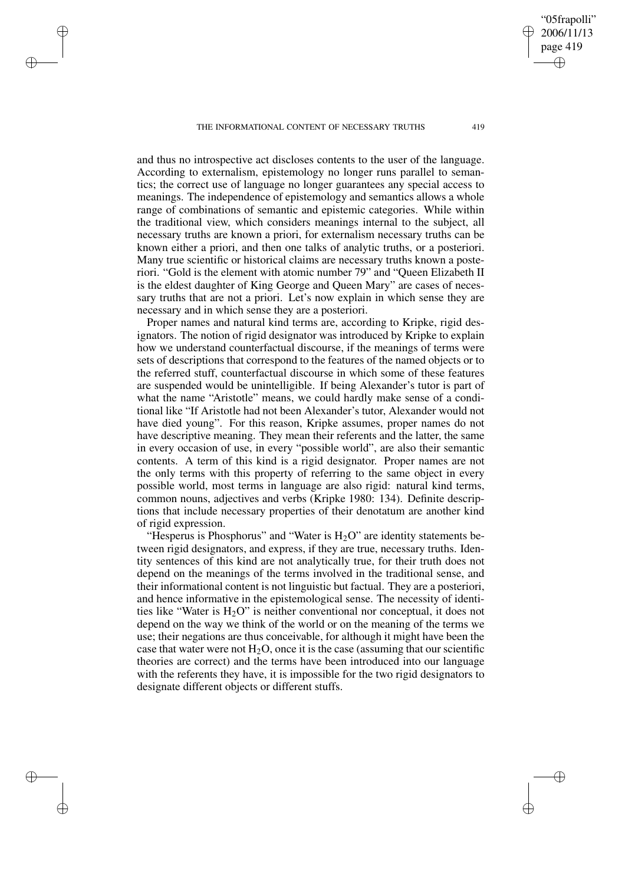and thus no introspective act discloses contents to the user of the language. According to externalism, epistemology no longer runs parallel to semantics; the correct use of language no longer guarantees any special access to meanings. The independence of epistemology and semantics allows a whole range of combinations of semantic and epistemic categories. While within the traditional view, which considers meanings internal to the subject, all necessary truths are known a priori, for externalism necessary truths can be known either a priori, and then one talks of analytic truths, or a posteriori. Many true scientific or historical claims are necessary truths known a posteriori. "Gold is the element with atomic number 79" and "Queen Elizabeth II is the eldest daughter of King George and Queen Mary" are cases of necessary truths that are not a priori. Let's now explain in which sense they are necessary and in which sense they are a posteriori.

Proper names and natural kind terms are, according to Kripke, rigid designators. The notion of rigid designator was introduced by Kripke to explain how we understand counterfactual discourse, if the meanings of terms were sets of descriptions that correspond to the features of the named objects or to the referred stuff, counterfactual discourse in which some of these features are suspended would be unintelligible. If being Alexander's tutor is part of what the name "Aristotle" means, we could hardly make sense of a conditional like "If Aristotle had not been Alexander's tutor, Alexander would not have died young". For this reason, Kripke assumes, proper names do not have descriptive meaning. They mean their referents and the latter, the same in every occasion of use, in every "possible world", are also their semantic contents. A term of this kind is a rigid designator. Proper names are not the only terms with this property of referring to the same object in every possible world, most terms in language are also rigid: natural kind terms, common nouns, adjectives and verbs (Kripke 1980: 134). Definite descriptions that include necessary properties of their denotatum are another kind of rigid expression.

"Hesperus is Phosphorus" and "Water is $H_2O$" are identity statements between rigid designators, and express, if they are true, necessary truths. Identity sentences of this kind are not analytically true, for their truth does not depend on the meanings of the terms involved in the traditional sense, and their informational content is not linguistic but factual. They are a posteriori, and hence informative in the epistemological sense. The necessity of identities like "Water is $H_2O$" is neither conventional nor conceptual, it does not depend on the way we think of the world or on the meaning of the terms we use; their negations are thus conceivable, for although it might have been the case that water were not $H_2O$, once it is the case (assuming that our scientific theories are correct) and the terms have been introduced into our language with the referents they have, it is impossible for the two rigid designators to designate different objects or different stuffs.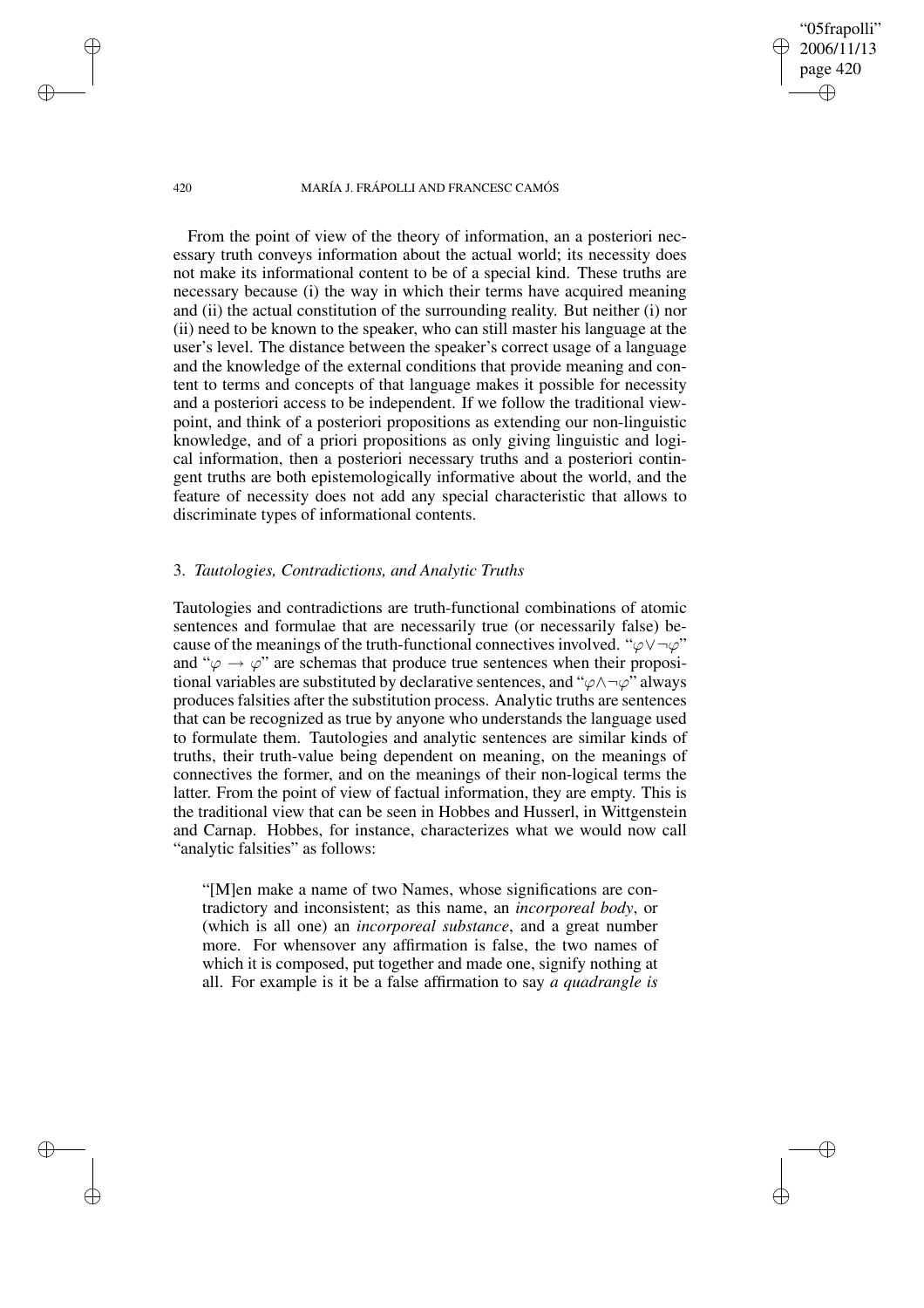From the point of view of the theory of information, an a posteriori necessary truth conveys information about the actual world; its necessity does not make its informational content to be of a special kind. These truths are necessary because (i) the way in which their terms have acquired meaning and (ii) the actual constitution of the surrounding reality. But neither (i) nor (ii) need to be known to the speaker, who can still master his language at the user's level. The distance between the speaker's correct usage of a language and the knowledge of the external conditions that provide meaning and content to terms and concepts of that language makes it possible for necessity and a posteriori access to be independent. If we follow the traditional viewpoint, and think of a posteriori propositions as extending our non-linguistic knowledge, and of a priori propositions as only giving linguistic and logical information, then a posteriori necessary truths and a posteriori contingent truths are both epistemologically informative about the world, and the feature of necessity does not add any special characteristic that allows to discriminate types of informational contents.

## 3. *Tautologies, Contradictions, and Analytic Truths*

Tautologies and contradictions are truth-functional combinations of atomic sentences and formulae that are necessarily true (or necessarily false) because of the meanings of the truth-functional connectives involved. "$\varphi \vee \neg\varphi$" and "$\varphi \rightarrow \varphi$" are schemas that produce true sentences when their propositional variables are substituted by declarative sentences, and "$\varphi \wedge \neg\varphi$" always produces falsities after the substitution process. Analytic truths are sentences that can be recognized as true by anyone who understands the language used to formulate them. Tautologies and analytic sentences are similar kinds of truths, their truth-value being dependent on meaning, on the meanings of connectives the former, and on the meanings of their non-logical terms the latter. From the point of view of factual information, they are empty. This is the traditional view that can be seen in Hobbes and Husserl, in Wittgenstein and Carnap. Hobbes, for instance, characterizes what we would now call "analytic falsities" as follows:

> "[M]en make a name of two Names, whose significations are contradictory and inconsistent; as this name, an *incorporeal body*, or (which is all one) an *incorporeal substance*, and a great number more. For whensover any affirmation is false, the two names of which it is composed, put together and made one, signify nothing at all. For example is it be a false affirmation to say *a quadrangle is*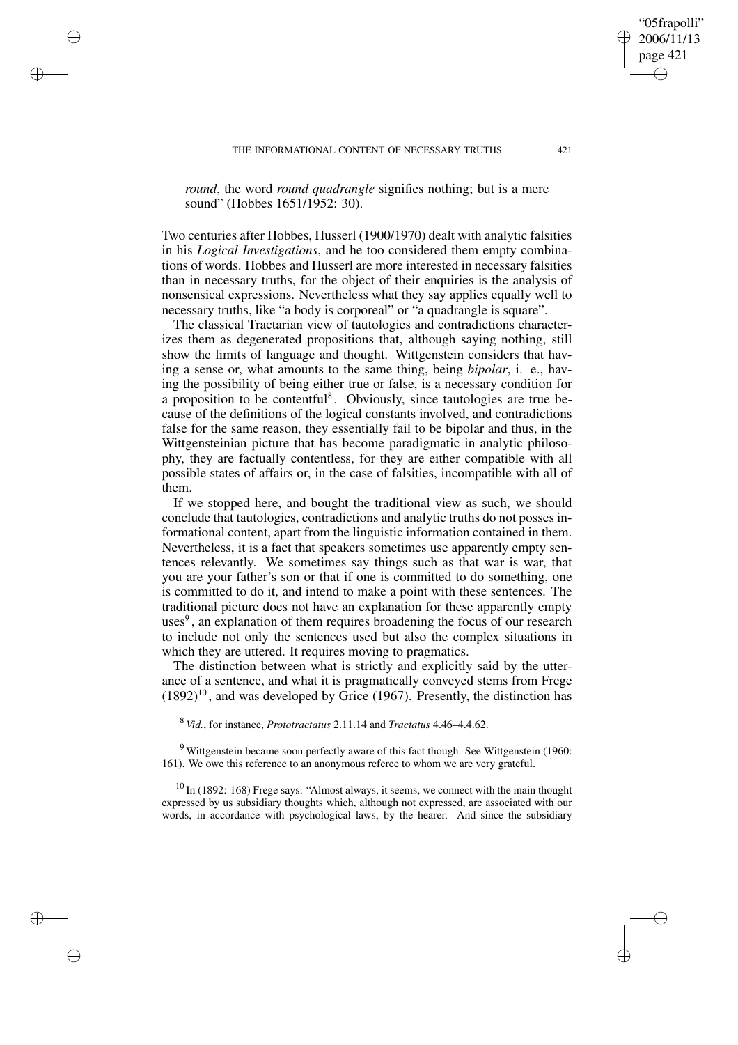*round*, the word *round quadrangle* signifies nothing; but is a mere sound" (Hobbes 1651/1952: 30).

Two centuries after Hobbes, Husserl (1900/1970) dealt with analytic falsities in his *Logical Investigations*, and he too considered them empty combinations of words. Hobbes and Husserl are more interested in necessary falsities than in necessary truths, for the object of their enquiries is the analysis of nonsensical expressions. Nevertheless what they say applies equally well to necessary truths, like "a body is corporeal" or "a quadrangle is square".

The classical Tractarian view of tautologies and contradictions characterizes them as degenerated propositions that, although saying nothing, still show the limits of language and thought. Wittgenstein considers that having a sense or, what amounts to the same thing, being *bipolar*, i. e., having the possibility of being either true or false, is a necessary condition for a proposition to be contentful[8]. Obviously, since tautologies are true because of the definitions of the logical constants involved, and contradictions false for the same reason, they essentially fail to be bipolar and thus, in the Wittgensteinian picture that has become paradigmatic in analytic philosophy, they are factually contentless, for they are either compatible with all possible states of affairs or, in the case of falsities, incompatible with all of them.

If we stopped here, and bought the traditional view as such, we should conclude that tautologies, contradictions and analytic truths do not posses informational content, apart from the linguistic information contained in them. Nevertheless, it is a fact that speakers sometimes use apparently empty sentences relevantly. We sometimes say things such as that war is war, that you are your father's son or that if one is committed to do something, one is committed to do it, and intend to make a point with these sentences. The traditional picture does not have an explanation for these apparently empty uses[9], an explanation of them requires broadening the focus of our research to include not only the sentences used but also the complex situations in which they are uttered. It requires moving to pragmatics.

The distinction between what is strictly and explicitly said by the utterance of a sentence, and what it is pragmatically conveyed stems from Frege (1892)[10], and was developed by Grice (1967). Presently, the distinction has

[8] *Vid.*, for instance, *Prototractatus* 2.11.14 and *Tractatus* 4.46–4.4.62.

[9] Wittgenstein became soon perfectly aware of this fact though. See Wittgenstein (1960: 161). We owe this reference to an anonymous referee to whom we are very grateful.

[10] In (1892: 168) Frege says: "Almost always, it seems, we connect with the main thought expressed by us subsidiary thoughts which, although not expressed, are associated with our words, in accordance with psychological laws, by the hearer. And since the subsidiary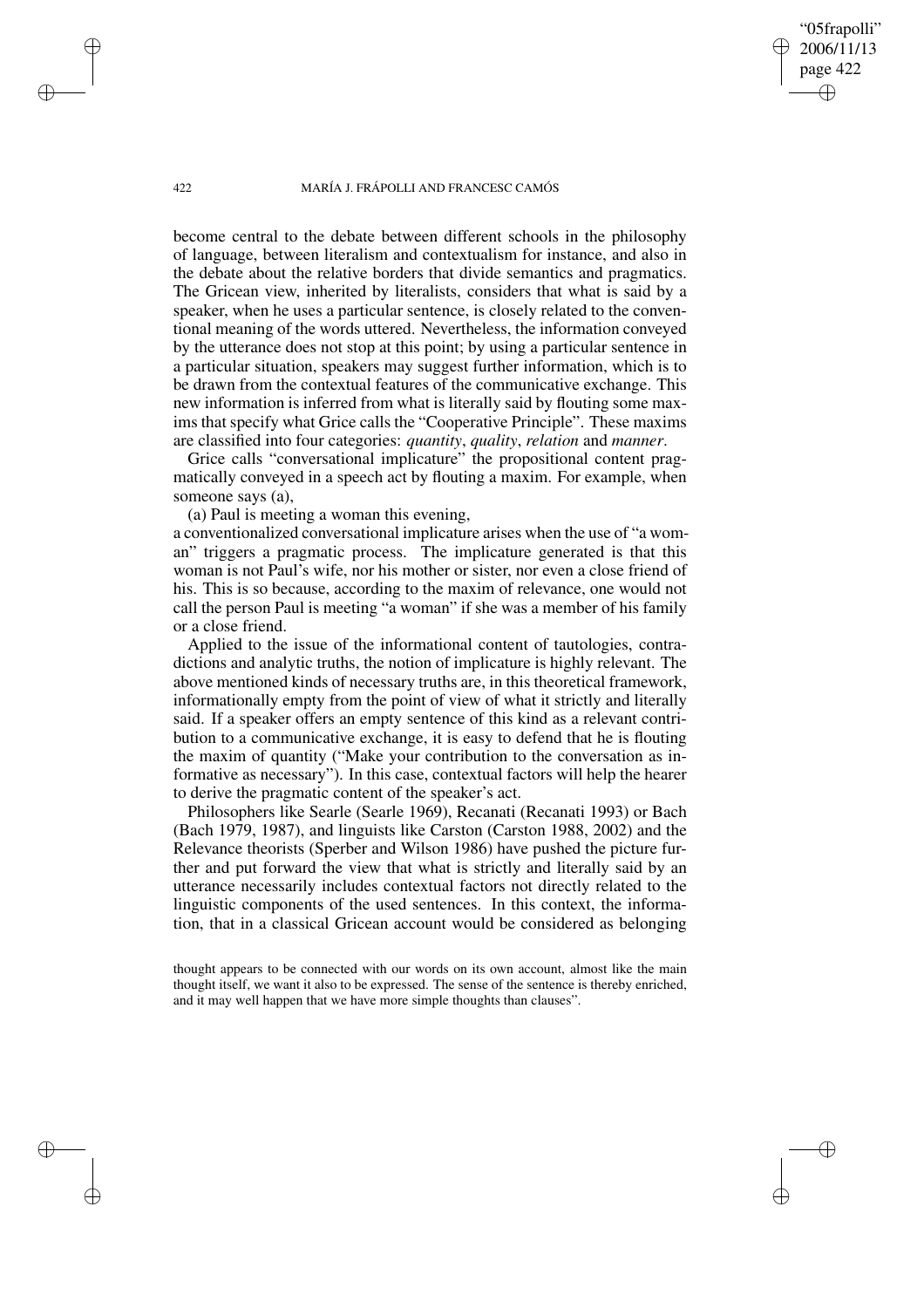become central to the debate between different schools in the philosophy of language, between literalism and contextualism for instance, and also in the debate about the relative borders that divide semantics and pragmatics. The Gricean view, inherited by literalists, considers that what is said by a speaker, when he uses a particular sentence, is closely related to the conventional meaning of the words uttered. Nevertheless, the information conveyed by the utterance does not stop at this point; by using a particular sentence in a particular situation, speakers may suggest further information, which is to be drawn from the contextual features of the communicative exchange. This new information is inferred from what is literally said by flouting some maxims that specify what Grice calls the "Cooperative Principle". These maxims are classified into four categories: *quantity*, *quality*, *relation* and *manner*.

Grice calls "conversational implicature" the propositional content pragmatically conveyed in a speech act by flouting a maxim. For example, when someone says (a),

(a) Paul is meeting a woman this evening,

a conventionalized conversational implicature arises when the use of "a woman" triggers a pragmatic process. The implicature generated is that this woman is not Paul's wife, nor his mother or sister, nor even a close friend of his. This is so because, according to the maxim of relevance, one would not call the person Paul is meeting "a woman" if she was a member of his family or a close friend.

Applied to the issue of the informational content of tautologies, contradictions and analytic truths, the notion of implicature is highly relevant. The above mentioned kinds of necessary truths are, in this theoretical framework, informationally empty from the point of view of what it strictly and literally said. If a speaker offers an empty sentence of this kind as a relevant contribution to a communicative exchange, it is easy to defend that he is flouting the maxim of quantity ("Make your contribution to the conversation as informative as necessary"). In this case, contextual factors will help the hearer to derive the pragmatic content of the speaker's act.

Philosophers like Searle (Searle 1969), Recanati (Recanati 1993) or Bach (Bach 1979, 1987), and linguists like Carston (Carston 1988, 2002) and the Relevance theorists (Sperber and Wilson 1986) have pushed the picture further and put forward the view that what is strictly and literally said by an utterance necessarily includes contextual factors not directly related to the linguistic components of the used sentences. In this context, the information, that in a classical Gricean account would be considered as belonging

thought appears to be connected with our words on its own account, almost like the main thought itself, we want it also to be expressed. The sense of the sentence is thereby enriched, and it may well happen that we have more simple thoughts than clauses".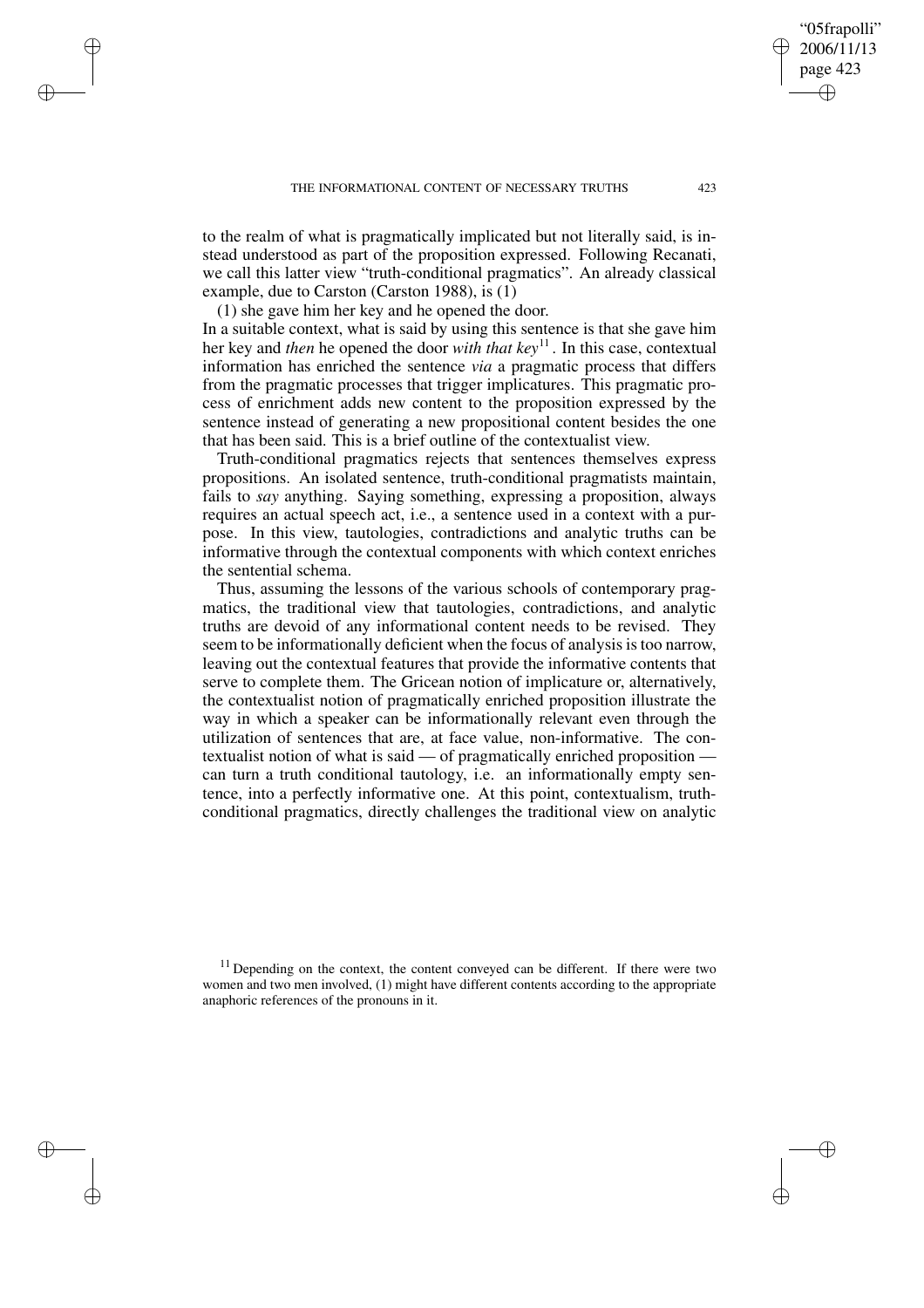to the realm of what is pragmatically implicated but not literally said, is instead understood as part of the proposition expressed. Following Recanati, we call this latter view "truth-conditional pragmatics". An already classical example, due to Carston (Carston 1988), is (1)

(1) she gave him her key and he opened the door.

In a suitable context, what is said by using this sentence is that she gave him her key and *then* he opened the door *with that key*[11]. In this case, contextual information has enriched the sentence *via* a pragmatic process that differs from the pragmatic processes that trigger implicatures. This pragmatic process of enrichment adds new content to the proposition expressed by the sentence instead of generating a new propositional content besides the one that has been said. This is a brief outline of the contextualist view.

Truth-conditional pragmatics rejects that sentences themselves express propositions. An isolated sentence, truth-conditional pragmatists maintain, fails to *say* anything. Saying something, expressing a proposition, always requires an actual speech act, i.e., a sentence used in a context with a purpose. In this view, tautologies, contradictions and analytic truths can be informative through the contextual components with which context enriches the sentential schema.

Thus, assuming the lessons of the various schools of contemporary pragmatics, the traditional view that tautologies, contradictions, and analytic truths are devoid of any informational content needs to be revised. They seem to be informationally deficient when the focus of analysis is too narrow, leaving out the contextual features that provide the informative contents that serve to complete them. The Gricean notion of implicature or, alternatively, the contextualist notion of pragmatically enriched proposition illustrate the way in which a speaker can be informationally relevant even through the utilization of sentences that are, at face value, non-informative. The contextualist notion of what is said — of pragmatically enriched proposition — can turn a truth conditional tautology, i.e. an informationally empty sentence, into a perfectly informative one. At this point, contextualism, truth-conditional pragmatics, directly challenges the traditional view on analytic

[11] Depending on the context, the content conveyed can be different. If there were two women and two men involved, (1) might have different contents according to the appropriate anaphoric references of the pronouns in it.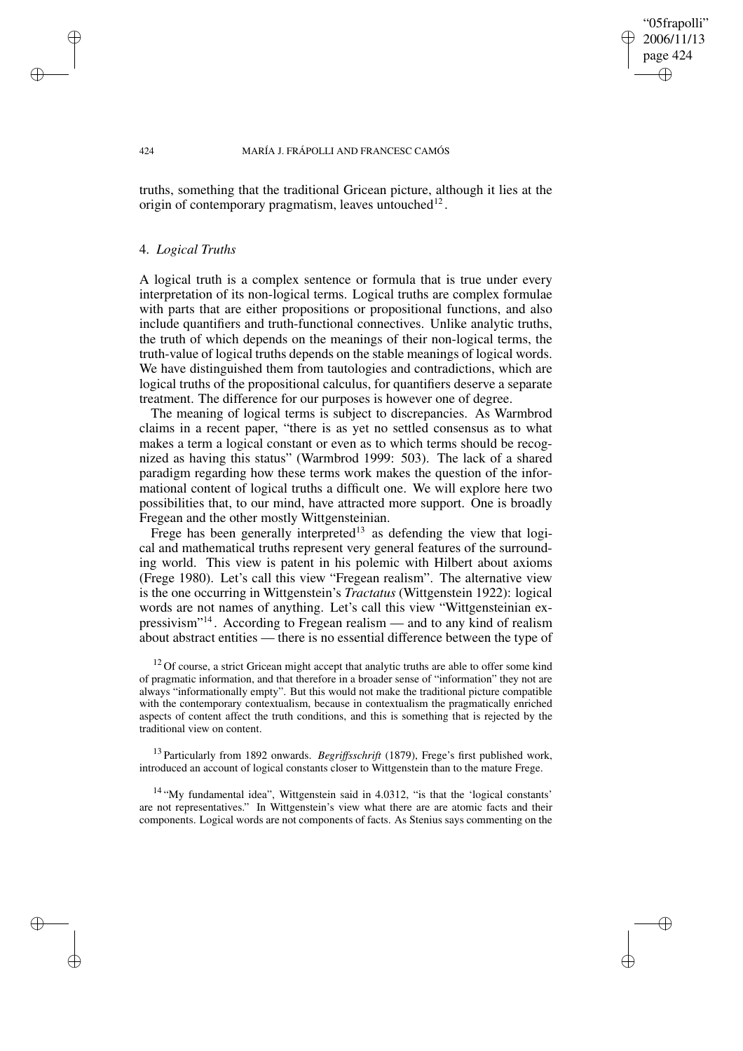truths, something that the traditional Gricean picture, although it lies at the origin of contemporary pragmatism, leaves untouched[12].

## 4. *Logical Truths*

A logical truth is a complex sentence or formula that is true under every interpretation of its non-logical terms. Logical truths are complex formulae with parts that are either propositions or propositional functions, and also include quantifiers and truth-functional connectives. Unlike analytic truths, the truth of which depends on the meanings of their non-logical terms, the truth-value of logical truths depends on the stable meanings of logical words. We have distinguished them from tautologies and contradictions, which are logical truths of the propositional calculus, for quantifiers deserve a separate treatment. The difference for our purposes is however one of degree.

The meaning of logical terms is subject to discrepancies. As Warmbrod claims in a recent paper, "there is as yet no settled consensus as to what makes a term a logical constant or even as to which terms should be recognized as having this status" (Warmbrod 1999: 503). The lack of a shared paradigm regarding how these terms work makes the question of the informational content of logical truths a difficult one. We will explore here two possibilities that, to our mind, have attracted more support. One is broadly Fregean and the other mostly Wittgensteinian.

Frege has been generally interpreted[13] as defending the view that logical and mathematical truths represent very general features of the surrounding world. This view is patent in his polemic with Hilbert about axioms (Frege 1980). Let's call this view "Fregean realism". The alternative view is the one occurring in Wittgenstein's *Tractatus* (Wittgenstein 1922): logical words are not names of anything. Let's call this view "Wittgensteinian expressivism"[14]. According to Fregean realism — and to any kind of realism about abstract entities — there is no essential difference between the type of

[12] Of course, a strict Gricean might accept that analytic truths are able to offer some kind of pragmatic information, and that therefore in a broader sense of "information" they not are always "informationally empty". But this would not make the traditional picture compatible with the contemporary contextualism, because in contextualism the pragmatically enriched aspects of content affect the truth conditions, and this is something that is rejected by the traditional view on content.

[13] Particularly from 1892 onwards. *Begriffsschrift* (1879), Frege's first published work, introduced an account of logical constants closer to Wittgenstein than to the mature Frege.

[14] "My fundamental idea", Wittgenstein said in 4.0312, "is that the 'logical constants' are not representatives." In Wittgenstein's view what there are are atomic facts and their components. Logical words are not components of facts. As Stenius says commenting on the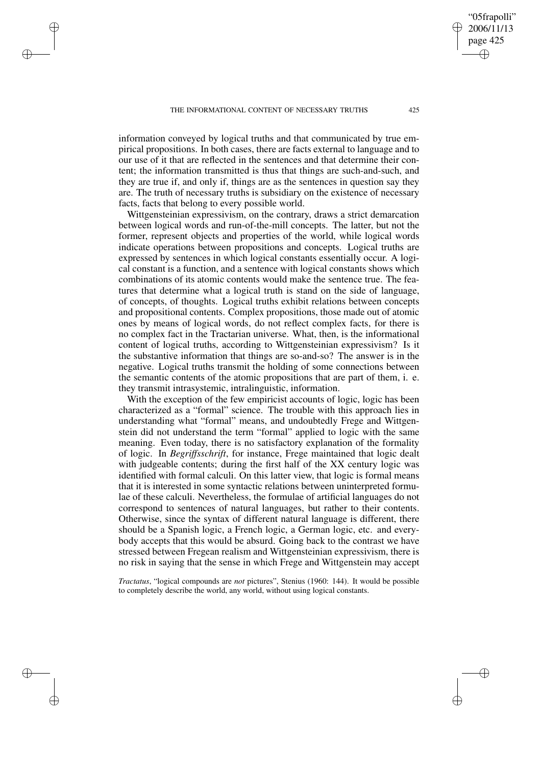information conveyed by logical truths and that communicated by true empirical propositions. In both cases, there are facts external to language and to our use of it that are reflected in the sentences and that determine their content; the information transmitted is thus that things are such-and-such, and they are true if, and only if, things are as the sentences in question say they are. The truth of necessary truths is subsidiary on the existence of necessary facts, facts that belong to every possible world.

Wittgensteinian expressivism, on the contrary, draws a strict demarcation between logical words and run-of-the-mill concepts. The latter, but not the former, represent objects and properties of the world, while logical words indicate operations between propositions and concepts. Logical truths are expressed by sentences in which logical constants essentially occur. A logical constant is a function, and a sentence with logical constants shows which combinations of its atomic contents would make the sentence true. The features that determine what a logical truth is stand on the side of language, of concepts, of thoughts. Logical truths exhibit relations between concepts and propositional contents. Complex propositions, those made out of atomic ones by means of logical words, do not reflect complex facts, for there is no complex fact in the Tractarian universe. What, then, is the informational content of logical truths, according to Wittgensteinian expressivism? Is it the substantive information that things are so-and-so? The answer is in the negative. Logical truths transmit the holding of some connections between the semantic contents of the atomic propositions that are part of them, i. e. they transmit intrasystemic, intralinguistic, information.

With the exception of the few empiricist accounts of logic, logic has been characterized as a "formal" science. The trouble with this approach lies in understanding what "formal" means, and undoubtedly Frege and Wittgenstein did not understand the term "formal" applied to logic with the same meaning. Even today, there is no satisfactory explanation of the formality of logic. In *Begriffsschrift*, for instance, Frege maintained that logic dealt with judgeable contents; during the first half of the XX century logic was identified with formal calculi. On this latter view, that logic is formal means that it is interested in some syntactic relations between uninterpreted formulae of these calculi. Nevertheless, the formulae of artificial languages do not correspond to sentences of natural languages, but rather to their contents. Otherwise, since the syntax of different natural language is different, there should be a Spanish logic, a French logic, a German logic, etc. and everybody accepts that this would be absurd. Going back to the contrast we have stressed between Fregean realism and Wittgensteinian expressivism, there is no risk in saying that the sense in which Frege and Wittgenstein may accept

*Tractatus*, "logical compounds are *not* pictures", Stenius (1960: 144). It would be possible to completely describe the world, any world, without using logical constants.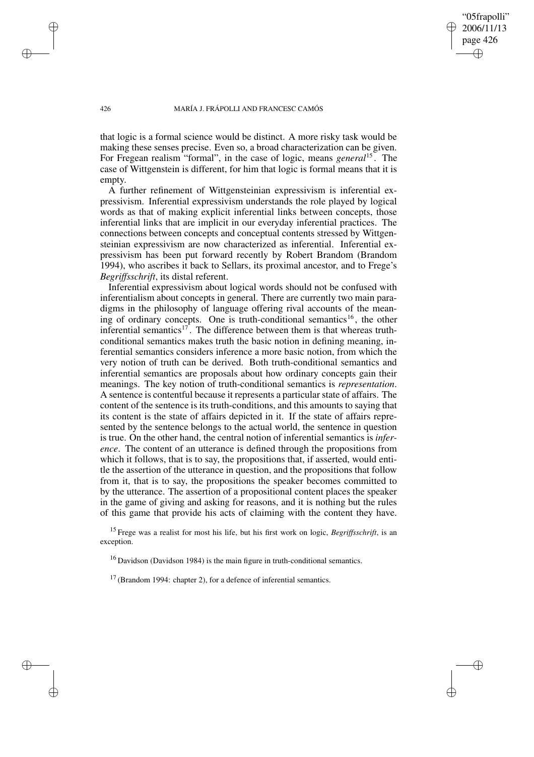that logic is a formal science would be distinct. A more risky task would be making these senses precise. Even so, a broad characterization can be given. For Fregean realism "formal", in the case of logic, means *general*[15]. The case of Wittgenstein is different, for him that logic is formal means that it is empty.

A further refinement of Wittgensteinian expressivism is inferential expressivism. Inferential expressivism understands the role played by logical words as that of making explicit inferential links between concepts, those inferential links that are implicit in our everyday inferential practices. The connections between concepts and conceptual contents stressed by Wittgensteinian expressivism are now characterized as inferential. Inferential expressivism has been put forward recently by Robert Brandom (Brandom 1994), who ascribes it back to Sellars, its proximal ancestor, and to Frege's *Begriffsschrift*, its distal referent.

Inferential expressivism about logical words should not be confused with inferentialism about concepts in general. There are currently two main paradigms in the philosophy of language offering rival accounts of the meaning of ordinary concepts. One is truth-conditional semantics[16], the other inferential semantics[17]. The difference between them is that whereas truth-conditional semantics makes truth the basic notion in defining meaning, inferential semantics considers inference a more basic notion, from which the very notion of truth can be derived. Both truth-conditional semantics and inferential semantics are proposals about how ordinary concepts gain their meanings. The key notion of truth-conditional semantics is *representation*. A sentence is contentful because it represents a particular state of affairs. The content of the sentence is its truth-conditions, and this amounts to saying that its content is the state of affairs depicted in it. If the state of affairs represented by the sentence belongs to the actual world, the sentence in question is true. On the other hand, the central notion of inferential semantics is *inference*. The content of an utterance is defined through the propositions from which it follows, that is to say, the propositions that, if asserted, would entitle the assertion of the utterance in question, and the propositions that follow from it, that is to say, the propositions the speaker becomes committed to by the utterance. The assertion of a propositional content places the speaker in the game of giving and asking for reasons, and it is nothing but the rules of this game that provide his acts of claiming with the content they have.

[15] Frege was a realist for most his life, but his first work on logic, *Begriffsschrift*, is an exception.

[16] Davidson (Davidson 1984) is the main figure in truth-conditional semantics.

[17] (Brandom 1994: chapter 2), for a defence of inferential semantics.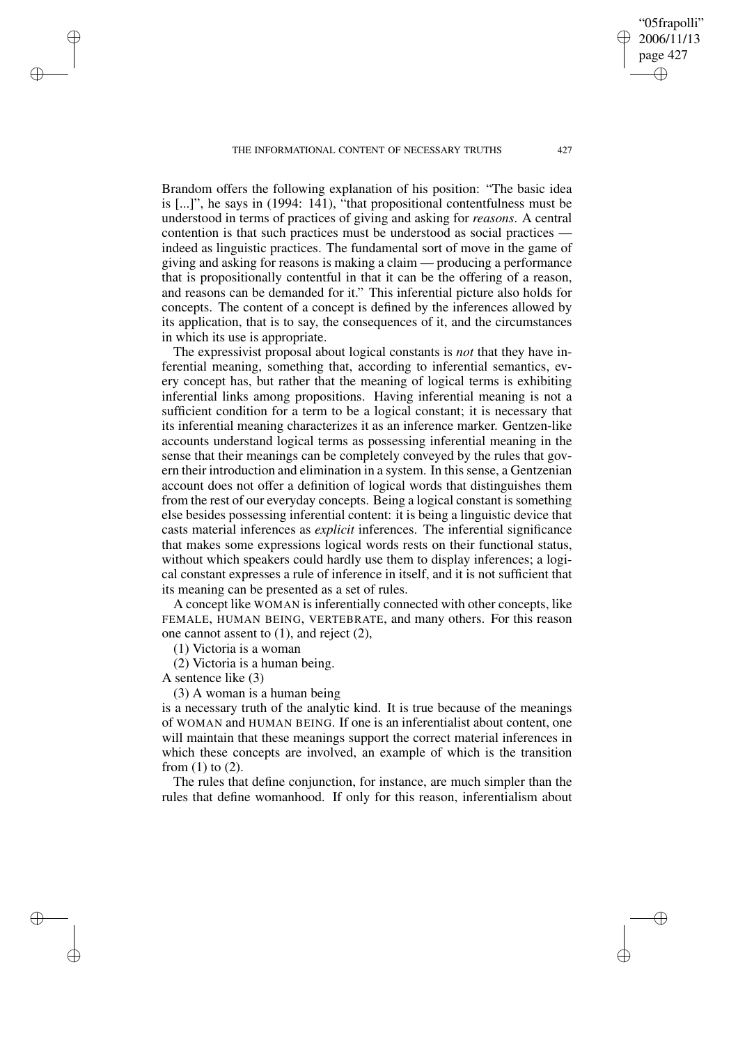Brandom offers the following explanation of his position: "The basic idea is [...]", he says in (1994: 141), "that propositional contentfulness must be understood in terms of practices of giving and asking for *reasons*. A central contention is that such practices must be understood as social practices — indeed as linguistic practices. The fundamental sort of move in the game of giving and asking for reasons is making a claim — producing a performance that is propositionally contentful in that it can be the offering of a reason, and reasons can be demanded for it." This inferential picture also holds for concepts. The content of a concept is defined by the inferences allowed by its application, that is to say, the consequences of it, and the circumstances in which its use is appropriate.

The expressivist proposal about logical constants is *not* that they have inferential meaning, something that, according to inferential semantics, every concept has, but rather that the meaning of logical terms is exhibiting inferential links among propositions. Having inferential meaning is not a sufficient condition for a term to be a logical constant; it is necessary that its inferential meaning characterizes it as an inference marker. Gentzen-like accounts understand logical terms as possessing inferential meaning in the sense that their meanings can be completely conveyed by the rules that govern their introduction and elimination in a system. In this sense, a Gentzenian account does not offer a definition of logical words that distinguishes them from the rest of our everyday concepts. Being a logical constant is something else besides possessing inferential content: it is being a linguistic device that casts material inferences as *explicit* inferences. The inferential significance that makes some expressions logical words rests on their functional status, without which speakers could hardly use them to display inferences; a logical constant expresses a rule of inference in itself, and it is not sufficient that its meaning can be presented as a set of rules.

A concept like WOMAN is inferentially connected with other concepts, like FEMALE, HUMAN BEING, VERTEBRATE, and many others. For this reason one cannot assent to (1), and reject (2),

(1) Victoria is a woman

(2) Victoria is a human being.

A sentence like (3)

(3) A woman is a human being

is a necessary truth of the analytic kind. It is true because of the meanings of WOMAN and HUMAN BEING. If one is an inferentialist about content, one will maintain that these meanings support the correct material inferences in which these concepts are involved, an example of which is the transition from (1) to (2).

The rules that define conjunction, for instance, are much simpler than the rules that define womanhood. If only for this reason, inferentialism about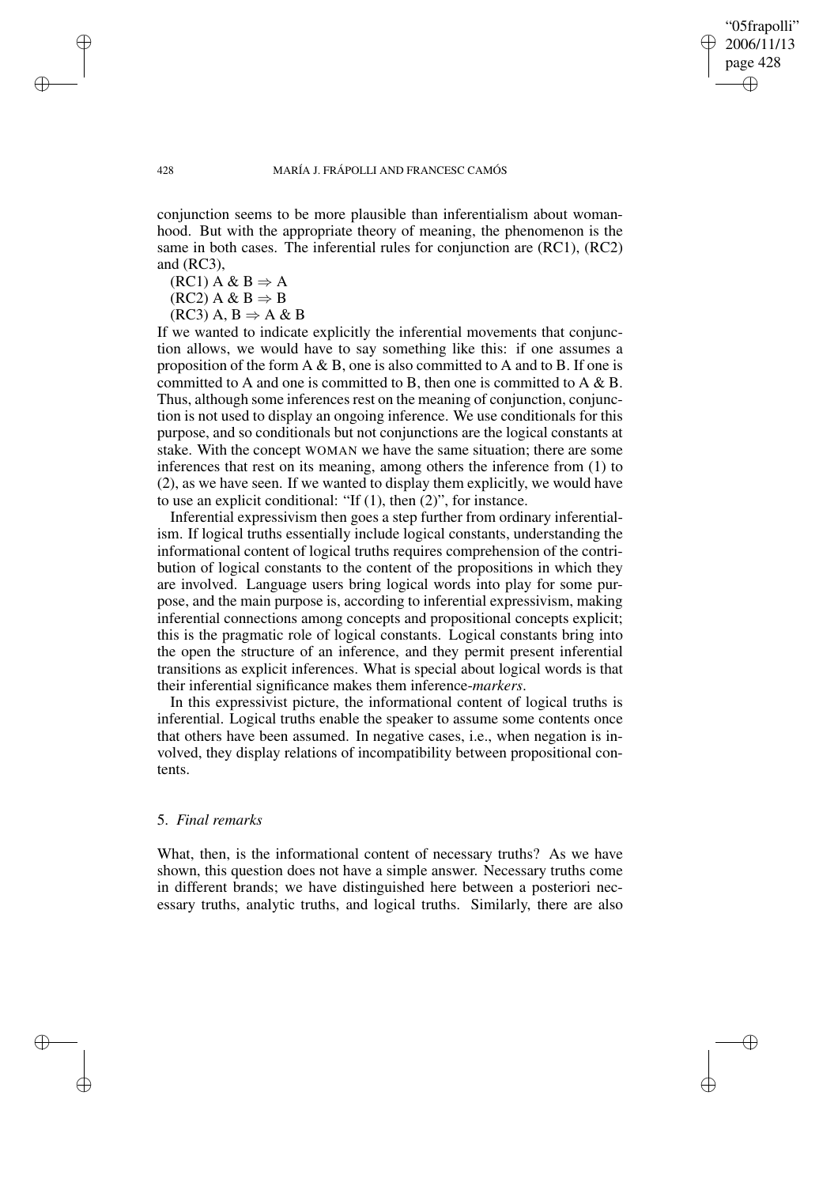conjunction seems to be more plausible than inferentialism about womanhood. But with the appropriate theory of meaning, the phenomenon is the same in both cases. The inferential rules for conjunction are (RC1), (RC2) and (RC3),

(RC1) $A \& B \Rightarrow A$
(RC2) $A \& B \Rightarrow B$
(RC3) $A, B \Rightarrow A \& B$

If we wanted to indicate explicitly the inferential movements that conjunction allows, we would have to say something like this: if one assumes a proposition of the form A & B, one is also committed to A and to B. If one is committed to A and one is committed to B, then one is committed to A & B. Thus, although some inferences rest on the meaning of conjunction, conjunction is not used to display an ongoing inference. We use conditionals for this purpose, and so conditionals but not conjunctions are the logical constants at stake. With the concept WOMAN we have the same situation; there are some inferences that rest on its meaning, among others the inference from (1) to (2), as we have seen. If we wanted to display them explicitly, we would have to use an explicit conditional: "If (1), then (2)", for instance.

Inferential expressivism then goes a step further from ordinary inferentialism. If logical truths essentially include logical constants, understanding the informational content of logical truths requires comprehension of the contribution of logical constants to the content of the propositions in which they are involved. Language users bring logical words into play for some purpose, and the main purpose is, according to inferential expressivism, making inferential connections among concepts and propositional concepts explicit; this is the pragmatic role of logical constants. Logical constants bring into the open the structure of an inference, and they permit present inferential transitions as explicit inferences. What is special about logical words is that their inferential significance makes them inference-*markers*.

In this expressivist picture, the informational content of logical truths is inferential. Logical truths enable the speaker to assume some contents once that others have been assumed. In negative cases, i.e., when negation is involved, they display relations of incompatibility between propositional contents.

## 5. *Final remarks*

What, then, is the informational content of necessary truths? As we have shown, this question does not have a simple answer. Necessary truths come in different brands; we have distinguished here between a posteriori necessary truths, analytic truths, and logical truths. Similarly, there are also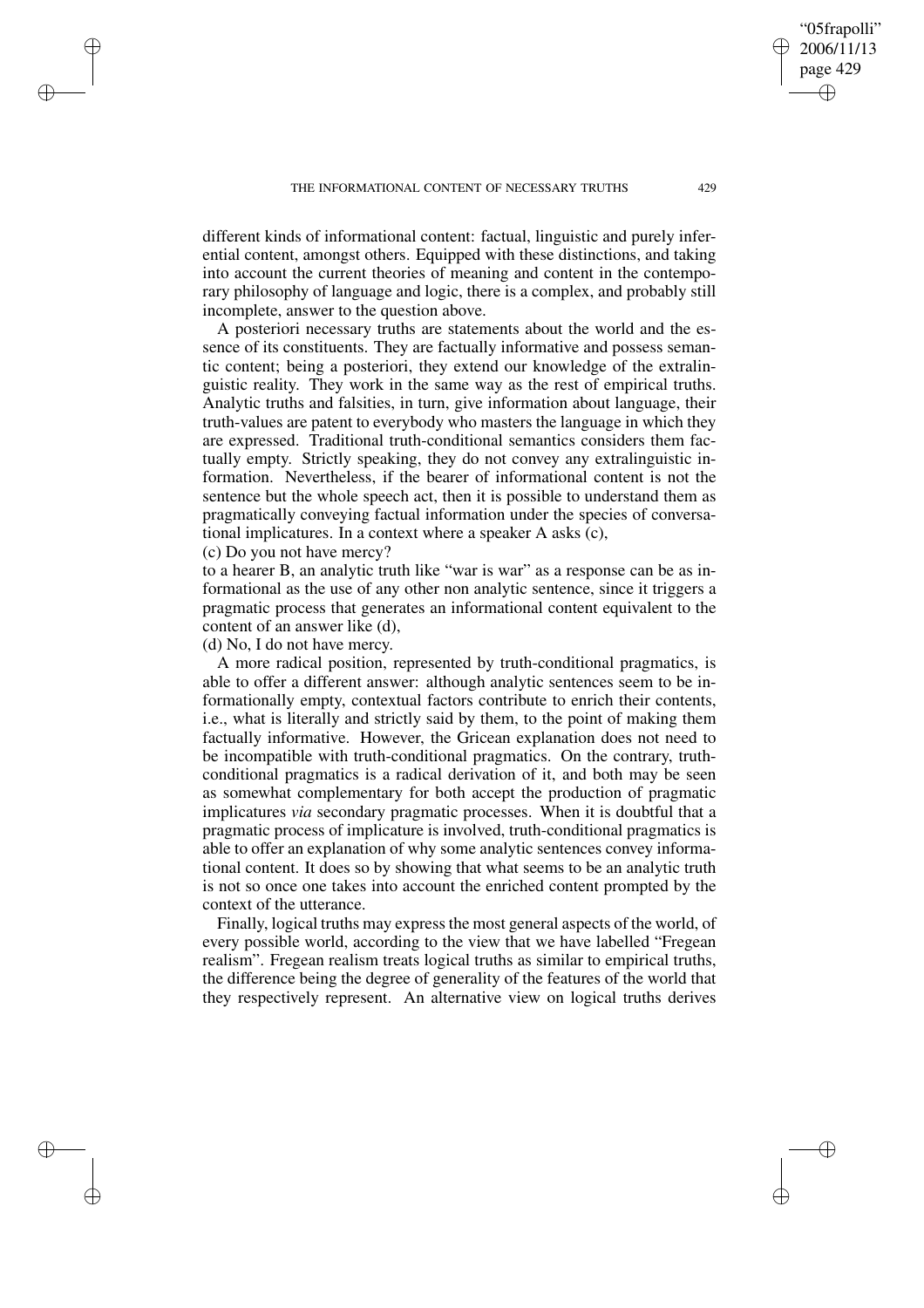different kinds of informational content: factual, linguistic and purely inferential content, amongst others. Equipped with these distinctions, and taking into account the current theories of meaning and content in the contemporary philosophy of language and logic, there is a complex, and probably still incomplete, answer to the question above.

A posteriori necessary truths are statements about the world and the essence of its constituents. They are factually informative and possess semantic content; being a posteriori, they extend our knowledge of the extralinguistic reality. They work in the same way as the rest of empirical truths. Analytic truths and falsities, in turn, give information about language, their truth-values are patent to everybody who masters the language in which they are expressed. Traditional truth-conditional semantics considers them factually empty. Strictly speaking, they do not convey any extralinguistic information. Nevertheless, if the bearer of informational content is not the sentence but the whole speech act, then it is possible to understand them as pragmatically conveying factual information under the species of conversational implicatures. In a context where a speaker A asks (c),

(c) Do you not have mercy?

to a hearer B, an analytic truth like "war is war" as a response can be as informational as the use of any other non analytic sentence, since it triggers a pragmatic process that generates an informational content equivalent to the content of an answer like (d),

(d) No, I do not have mercy.

A more radical position, represented by truth-conditional pragmatics, is able to offer a different answer: although analytic sentences seem to be informationally empty, contextual factors contribute to enrich their contents, i.e., what is literally and strictly said by them, to the point of making them factually informative. However, the Gricean explanation does not need to be incompatible with truth-conditional pragmatics. On the contrary, truth-conditional pragmatics is a radical derivation of it, and both may be seen as somewhat complementary for both accept the production of pragmatic implicatures *via* secondary pragmatic processes. When it is doubtful that a pragmatic process of implicature is involved, truth-conditional pragmatics is able to offer an explanation of why some analytic sentences convey informational content. It does so by showing that what seems to be an analytic truth is not so once one takes into account the enriched content prompted by the context of the utterance.

Finally, logical truths may express the most general aspects of the world, of every possible world, according to the view that we have labelled "Fregean realism". Fregean realism treats logical truths as similar to empirical truths, the difference being the degree of generality of the features of the world that they respectively represent. An alternative view on logical truths derives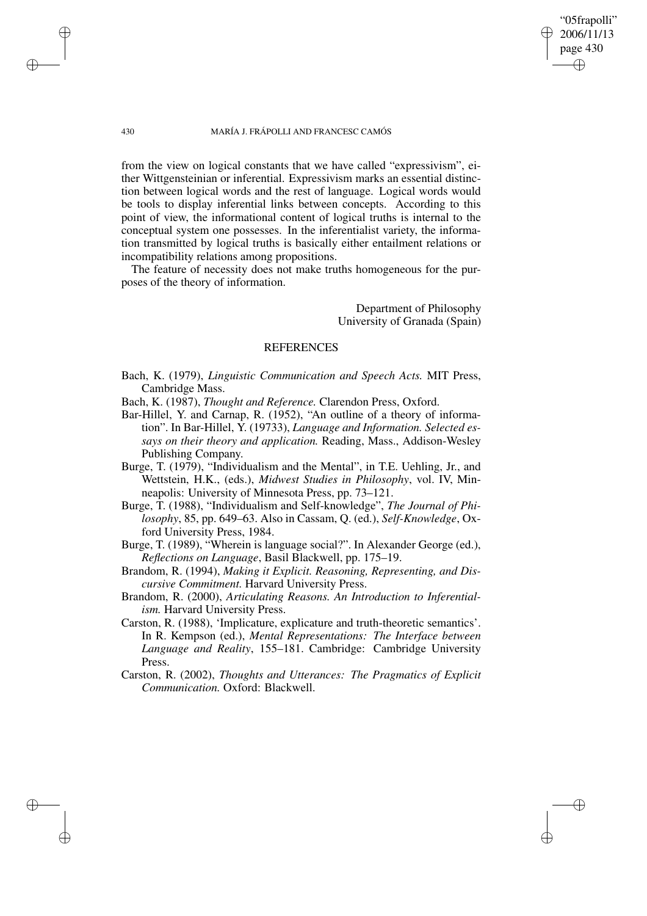from the view on logical constants that we have called "expressivism", either Wittgensteinian or inferential. Expressivism marks an essential distinction between logical words and the rest of language. Logical words would be tools to display inferential links between concepts. According to this point of view, the informational content of logical truths is internal to the conceptual system one possesses. In the inferentialist variety, the information transmitted by logical truths is basically either entailment relations or incompatibility relations among propositions.

The feature of necessity does not make truths homogeneous for the purposes of the theory of information.

Department of Philosophy
University of Granada (Spain)

## REFERENCES

Bach, K. (1979), *Linguistic Communication and Speech Acts.* MIT Press, Cambridge Mass.

Bach, K. (1987), *Thought and Reference.* Clarendon Press, Oxford.

Bar-Hillel, Y. and Carnap, R. (1952), "An outline of a theory of information". In Bar-Hillel, Y. (19733), *Language and Information. Selected essays on their theory and application.* Reading, Mass., Addison-Wesley Publishing Company.

Burge, T. (1979), "Individualism and the Mental", in T.E. Uehling, Jr., and Wettstein, H.K., (eds.), *Midwest Studies in Philosophy*, vol. IV, Minneapolis: University of Minnesota Press, pp. 73–121.

Burge, T. (1988), "Individualism and Self-knowledge", *The Journal of Philosophy*, 85, pp. 649–63. Also in Cassam, Q. (ed.), *Self-Knowledge*, Oxford University Press, 1984.

Burge, T. (1989), "Wherein is language social?". In Alexander George (ed.), *Reflections on Language*, Basil Blackwell, pp. 175–19.

Brandom, R. (1994), *Making it Explicit. Reasoning, Representing, and Discursive Commitment.* Harvard University Press.

Brandom, R. (2000), *Articulating Reasons. An Introduction to Inferentialism.* Harvard University Press.

Carston, R. (1988), 'Implicature, explicature and truth-theoretic semantics'. In R. Kempson (ed.), *Mental Representations: The Interface between Language and Reality*, 155–181. Cambridge: Cambridge University Press.

Carston, R. (2002), *Thoughts and Utterances: The Pragmatics of Explicit Communication.* Oxford: Blackwell.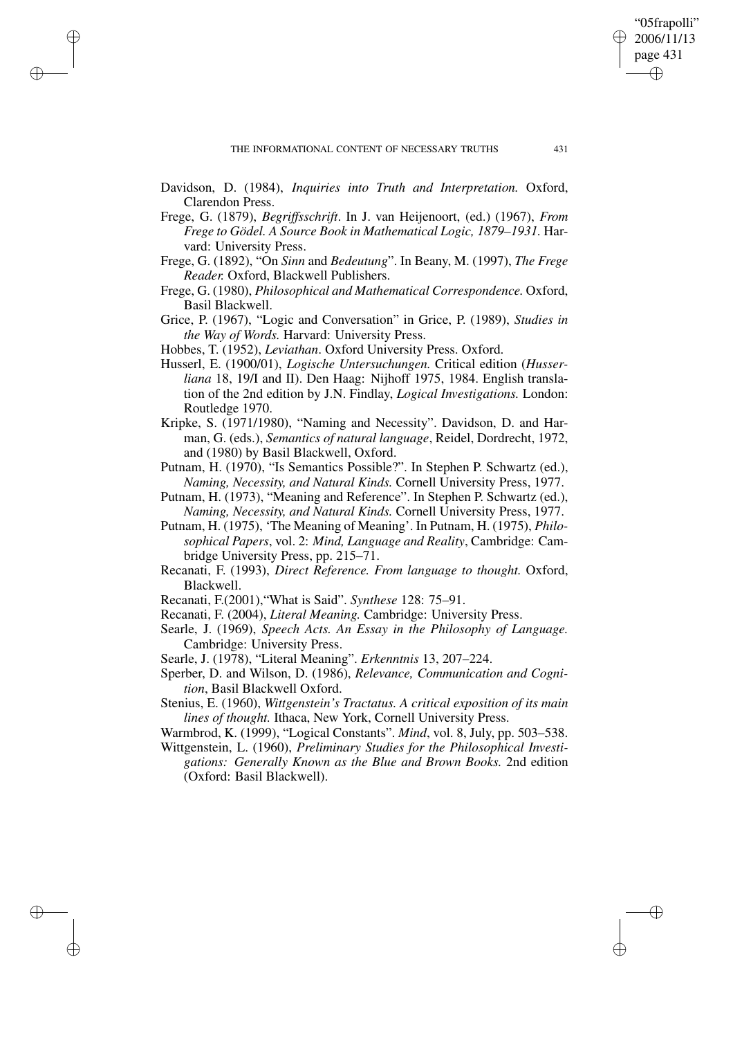Davidson, D. (1984), *Inquiries into Truth and Interpretation.* Oxford, Clarendon Press.

Frege, G. (1879), *Begriffsschrift*. In J. van Heijenoort, (ed.) (1967), *From Frege to Gödel. A Source Book in Mathematical Logic, 1879–1931*. Harvard: University Press.

Frege, G. (1892), "On *Sinn* and *Bedeutung*". In Beany, M. (1997), *The Frege Reader.* Oxford, Blackwell Publishers.

Frege, G. (1980), *Philosophical and Mathematical Correspondence.* Oxford, Basil Blackwell.

Grice, P. (1967), "Logic and Conversation" in Grice, P. (1989), *Studies in the Way of Words.* Harvard: University Press.

Hobbes, T. (1952), *Leviathan*. Oxford University Press. Oxford.

Husserl, E. (1900/01), *Logische Untersuchungen.* Critical edition (*Husserliana* 18, 19/I and II). Den Haag: Nijhoff 1975, 1984. English translation of the 2nd edition by J.N. Findlay, *Logical Investigations.* London: Routledge 1970.

Kripke, S. (1971/1980), "Naming and Necessity". Davidson, D. and Harman, G. (eds.), *Semantics of natural language*, Reidel, Dordrecht, 1972, and (1980) by Basil Blackwell, Oxford.

Putnam, H. (1970), "Is Semantics Possible?". In Stephen P. Schwartz (ed.), *Naming, Necessity, and Natural Kinds.* Cornell University Press, 1977.

Putnam, H. (1973), "Meaning and Reference". In Stephen P. Schwartz (ed.), *Naming, Necessity, and Natural Kinds.* Cornell University Press, 1977.

Putnam, H. (1975), 'The Meaning of Meaning'. In Putnam, H. (1975), *Philosophical Papers*, vol. 2: *Mind, Language and Reality*, Cambridge: Cambridge University Press, pp. 215–71.

Recanati, F. (1993), *Direct Reference. From language to thought.* Oxford, Blackwell.

Recanati, F.(2001),"What is Said". *Synthese* 128: 75–91.

Recanati, F. (2004), *Literal Meaning.* Cambridge: University Press.

Searle, J. (1969), *Speech Acts. An Essay in the Philosophy of Language.* Cambridge: University Press.

Searle, J. (1978), "Literal Meaning". *Erkenntnis* 13, 207–224.

Sperber, D. and Wilson, D. (1986), *Relevance, Communication and Cognition*, Basil Blackwell Oxford.

Stenius, E. (1960), *Wittgenstein's Tractatus. A critical exposition of its main lines of thought.* Ithaca, New York, Cornell University Press.

Warmbrod, K. (1999), "Logical Constants". *Mind*, vol. 8, July, pp. 503–538.

Wittgenstein, L. (1960), *Preliminary Studies for the Philosophical Investigations: Generally Known as the Blue and Brown Books.* 2nd edition (Oxford: Basil Blackwell).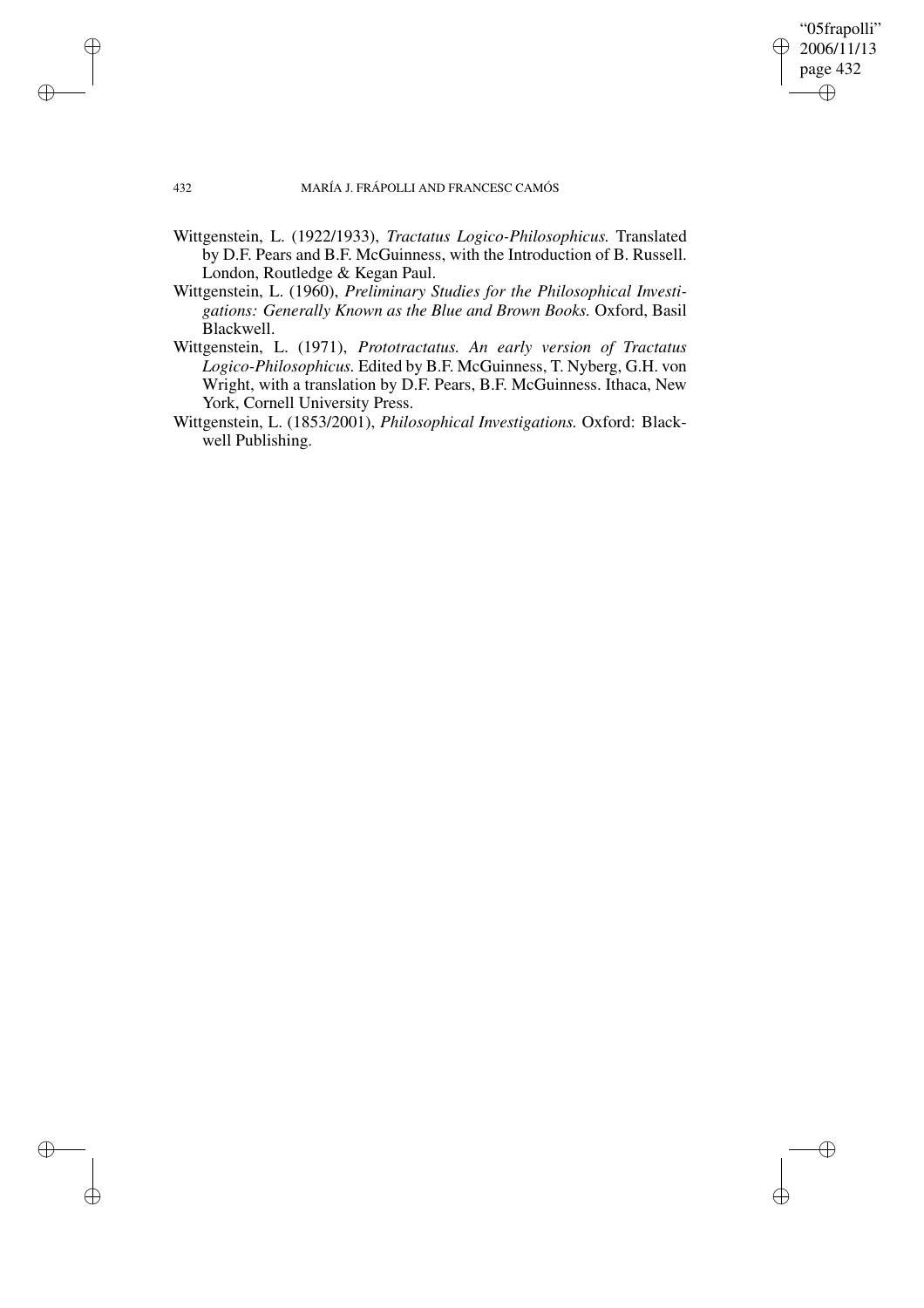Wittgenstein, L. (1922/1933), *Tractatus Logico-Philosophicus.* Translated by D.F. Pears and B.F. McGuinness, with the Introduction of B. Russell. London, Routledge & Kegan Paul.

Wittgenstein, L. (1960), *Preliminary Studies for the Philosophical Investigations: Generally Known as the Blue and Brown Books.* Oxford, Basil Blackwell.

Wittgenstein, L. (1971), *Prototractatus. An early version of Tractatus Logico-Philosophicus.* Edited by B.F. McGuinness, T. Nyberg, G.H. von Wright, with a translation by D.F. Pears, B.F. McGuinness. Ithaca, New York, Cornell University Press.

Wittgenstein, L. (1853/2001), *Philosophical Investigations.* Oxford: Blackwell Publishing.